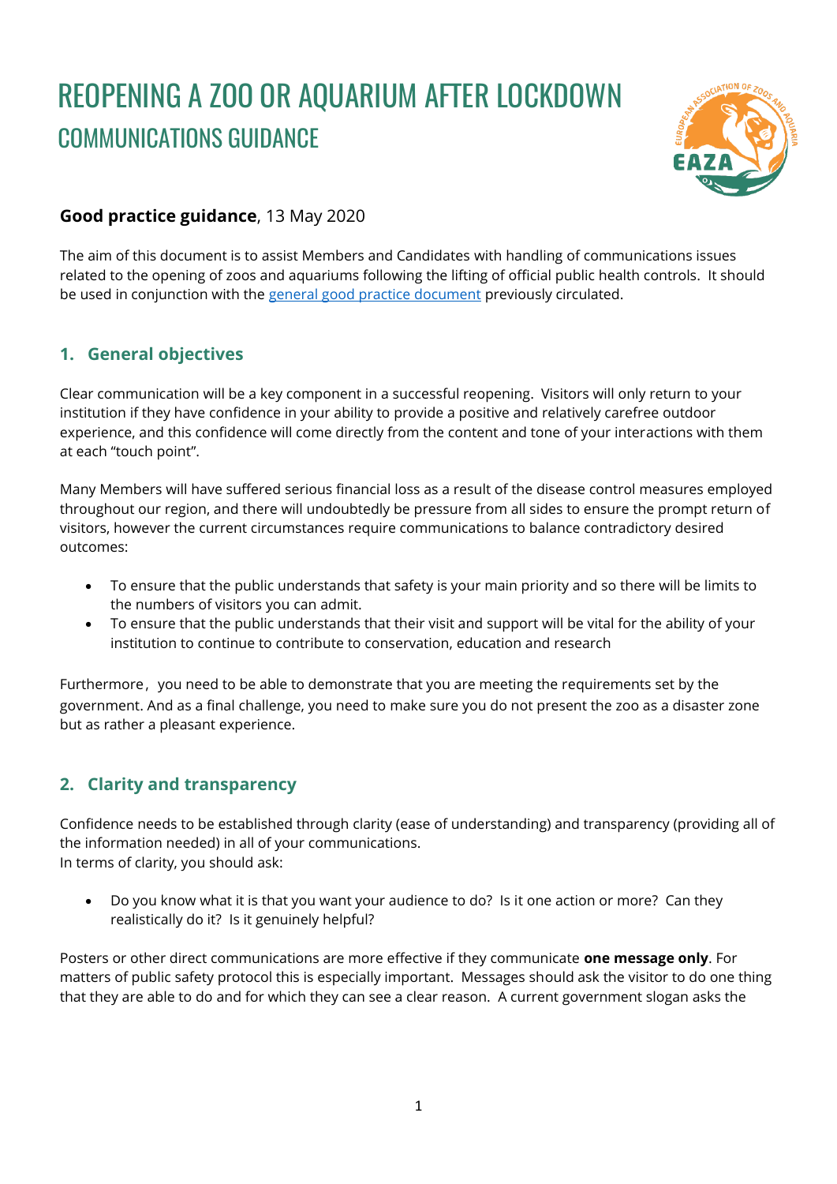# REOPENING A ZOO OR AQUARIUM AFTER LOCKDOWN
## COMMUNICATIONS GUIDANCE

**Good practice guidance**, 13 May 2020

The aim of this document is to assist Members and Candidates with handling of communications issues related to the opening of zoos and aquariums following the lifting of official public health controls. It should be used in conjunction with the [general good practice document] previously circulated.

### 1. General objectives

Clear communication will be a key component in a successful reopening. Visitors will only return to your institution if they have confidence in your ability to provide a positive and relatively carefree outdoor experience, and this confidence will come directly from the content and tone of your interactions with them at each "touch point".

Many Members will have suffered serious financial loss as a result of the disease control measures employed throughout our region, and there will undoubtedly be pressure from all sides to ensure the prompt return of visitors, however the current circumstances require communications to balance contradictory desired outcomes:

- To ensure that the public understands that safety is your main priority and so there will be limits to the numbers of visitors you can admit.
- To ensure that the public understands that their visit and support will be vital for the ability of your institution to continue to contribute to conservation, education and research

Furthermore, you need to be able to demonstrate that you are meeting the requirements set by the government. And as a final challenge, you need to make sure you do not present the zoo as a disaster zone but as rather a pleasant experience.

### 2. Clarity and transparency

Confidence needs to be established through clarity (ease of understanding) and transparency (providing all of the information needed) in all of your communications.
In terms of clarity, you should ask:

- Do you know what it is that you want your audience to do? Is it one action or more? Can they realistically do it? Is it genuinely helpful?

Posters or other direct communications are more effective if they communicate **one message only**. For matters of public safety protocol this is especially important. Messages should ask the visitor to do one thing that they are able to do and for which they can see a clear reason. A current government slogan asks the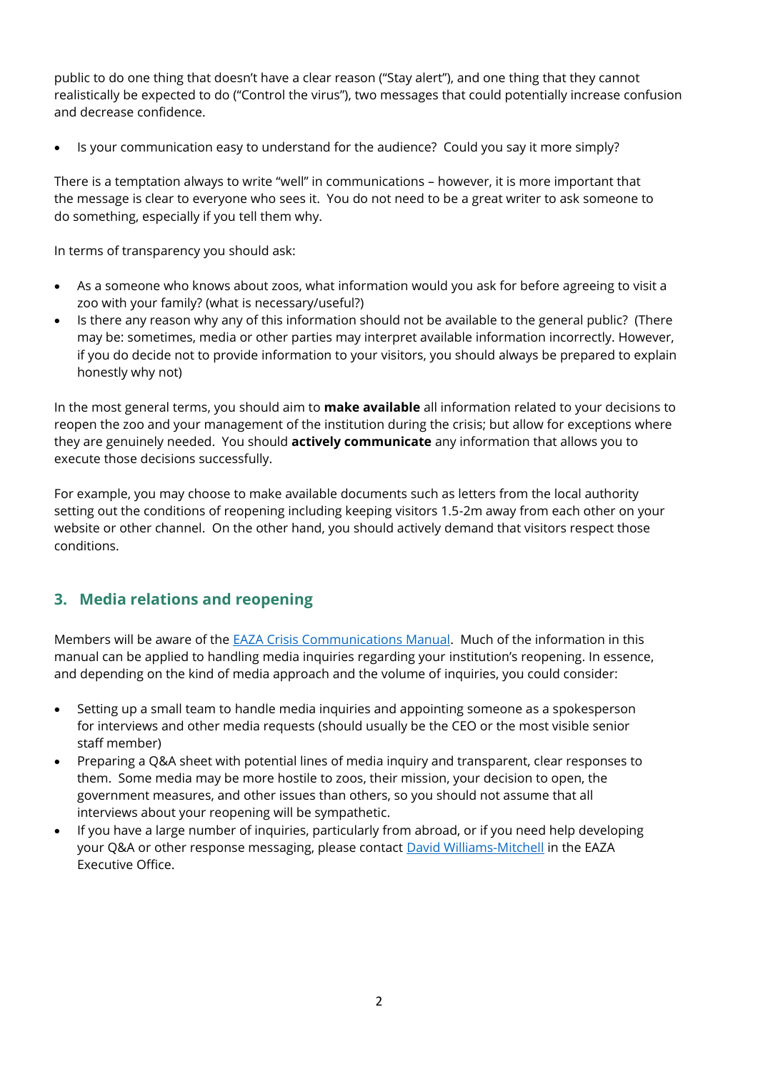public to do one thing that doesn't have a clear reason ("Stay alert"), and one thing that they cannot realistically be expected to do ("Control the virus"), two messages that could potentially increase confusion and decrease confidence.

- Is your communication easy to understand for the audience? Could you say it more simply?

There is a temptation always to write "well" in communications – however, it is more important that the message is clear to everyone who sees it. You do not need to be a great writer to ask someone to do something, especially if you tell them why.

In terms of transparency you should ask:

- As a someone who knows about zoos, what information would you ask for before agreeing to visit a zoo with your family? (what is necessary/useful?)
- Is there any reason why any of this information should not be available to the general public? (There may be: sometimes, media or other parties may interpret available information incorrectly. However, if you do decide not to provide information to your visitors, you should always be prepared to explain honestly why not)

In the most general terms, you should aim to **make available** all information related to your decisions to reopen the zoo and your management of the institution during the crisis; but allow for exceptions where they are genuinely needed. You should **actively communicate** any information that allows you to execute those decisions successfully.

For example, you may choose to make available documents such as letters from the local authority setting out the conditions of reopening including keeping visitors 1.5-2m away from each other on your website or other channel. On the other hand, you should actively demand that visitors respect those conditions.

## 3. Media relations and reopening

Members will be aware of the [EAZA Crisis Communications Manual](). Much of the information in this manual can be applied to handling media inquiries regarding your institution's reopening. In essence, and depending on the kind of media approach and the volume of inquiries, you could consider:

- Setting up a small team to handle media inquiries and appointing someone as a spokesperson for interviews and other media requests (should usually be the CEO or the most visible senior staff member)
- Preparing a Q&A sheet with potential lines of media inquiry and transparent, clear responses to them. Some media may be more hostile to zoos, their mission, your decision to open, the government measures, and other issues than others, so you should not assume that all interviews about your reopening will be sympathetic.
- If you have a large number of inquiries, particularly from abroad, or if you need help developing your Q&A or other response messaging, please contact [David Williams-Mitchell]() in the EAZA Executive Office.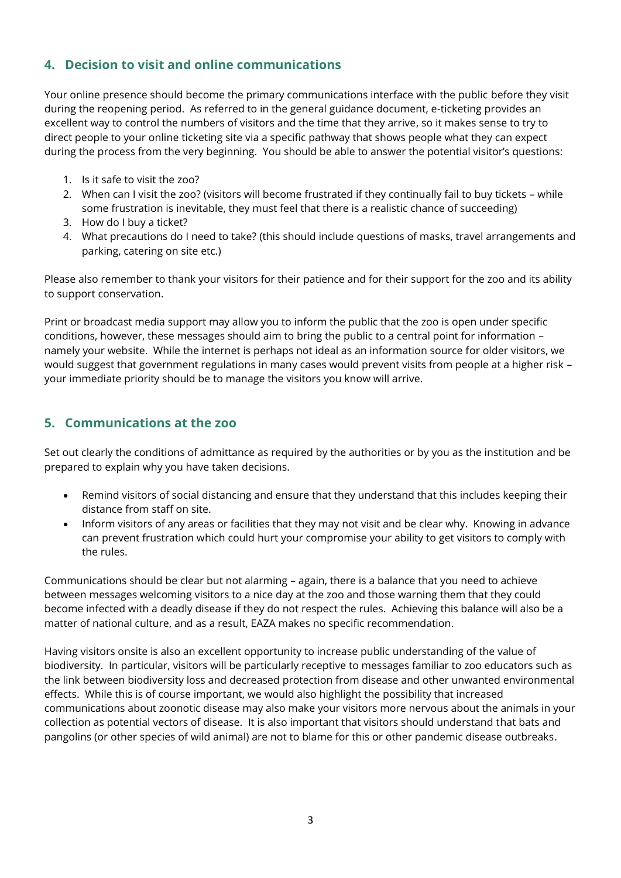## 4. Decision to visit and online communications

Your online presence should become the primary communications interface with the public before they visit during the reopening period. As referred to in the general guidance document, e-ticketing provides an excellent way to control the numbers of visitors and the time that they arrive, so it makes sense to try to direct people to your online ticketing site via a specific pathway that shows people what they can expect during the process from the very beginning. You should be able to answer the potential visitor's questions:

1. Is it safe to visit the zoo?
2. When can I visit the zoo? (visitors will become frustrated if they continually fail to buy tickets – while some frustration is inevitable, they must feel that there is a realistic chance of succeeding)
3. How do I buy a ticket?
4. What precautions do I need to take? (this should include questions of masks, travel arrangements and parking, catering on site etc.)

Please also remember to thank your visitors for their patience and for their support for the zoo and its ability to support conservation.

Print or broadcast media support may allow you to inform the public that the zoo is open under specific conditions, however, these messages should aim to bring the public to a central point for information – namely your website. While the internet is perhaps not ideal as an information source for older visitors, we would suggest that government regulations in many cases would prevent visits from people at a higher risk – your immediate priority should be to manage the visitors you know will arrive.

## 5. Communications at the zoo

Set out clearly the conditions of admittance as required by the authorities or by you as the institution and be prepared to explain why you have taken decisions.

- Remind visitors of social distancing and ensure that they understand that this includes keeping their distance from staff on site.
- Inform visitors of any areas or facilities that they may not visit and be clear why. Knowing in advance can prevent frustration which could hurt your compromise your ability to get visitors to comply with the rules.

Communications should be clear but not alarming – again, there is a balance that you need to achieve between messages welcoming visitors to a nice day at the zoo and those warning them that they could become infected with a deadly disease if they do not respect the rules. Achieving this balance will also be a matter of national culture, and as a result, EAZA makes no specific recommendation.

Having visitors onsite is also an excellent opportunity to increase public understanding of the value of biodiversity. In particular, visitors will be particularly receptive to messages familiar to zoo educators such as the link between biodiversity loss and decreased protection from disease and other unwanted environmental effects. While this is of course important, we would also highlight the possibility that increased communications about zoonotic disease may also make your visitors more nervous about the animals in your collection as potential vectors of disease. It is also important that visitors should understand that bats and pangolins (or other species of wild animal) are not to blame for this or other pandemic disease outbreaks.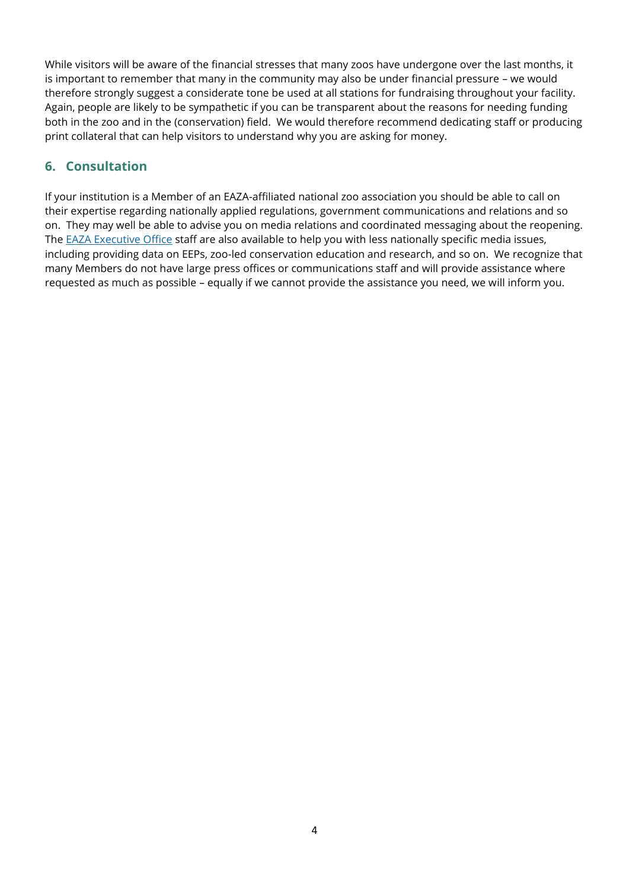While visitors will be aware of the financial stresses that many zoos have undergone over the last months, it is important to remember that many in the community may also be under financial pressure – we would therefore strongly suggest a considerate tone be used at all stations for fundraising throughout your facility. Again, people are likely to be sympathetic if you can be transparent about the reasons for needing funding both in the zoo and in the (conservation) field. We would therefore recommend dedicating staff or producing print collateral that can help visitors to understand why you are asking for money.

## 6. Consultation

If your institution is a Member of an EAZA-affiliated national zoo association you should be able to call on their expertise regarding nationally applied regulations, government communications and relations and so on. They may well be able to advise you on media relations and coordinated messaging about the reopening. The EAZA Executive Office staff are also available to help you with less nationally specific media issues, including providing data on EEPs, zoo-led conservation education and research, and so on. We recognize that many Members do not have large press offices or communications staff and will provide assistance where requested as much as possible – equally if we cannot provide the assistance you need, we will inform you.